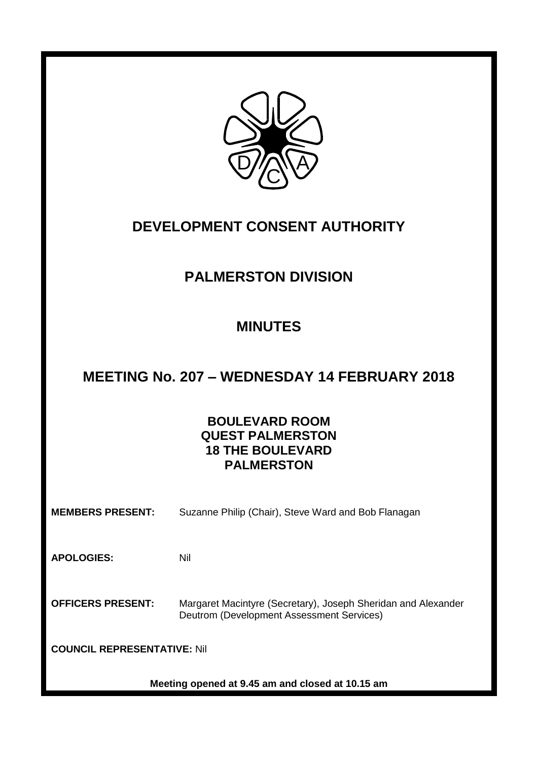# DEVELOPMENT CONSENT AUTHORITY

## PALMERSTON DIVISION

## MINUTES

## MEETING No. 207 – WEDNESDAY 14 FEBRUARY 2018

### BOULEVARD ROOM
### QUEST PALMERSTON
### 18 THE BOULEVARD
### PALMERSTON

**MEMBERS PRESENT:** Suzanne Philip (Chair), Steve Ward and Bob Flanagan

**APOLOGIES:** Nil

**OFFICERS PRESENT:** Margaret Macintyre (Secretary), Joseph Sheridan and Alexander Deutrom (Development Assessment Services)

**COUNCIL REPRESENTATIVE:** Nil

**Meeting opened at 9.45 am and closed at 10.15 am**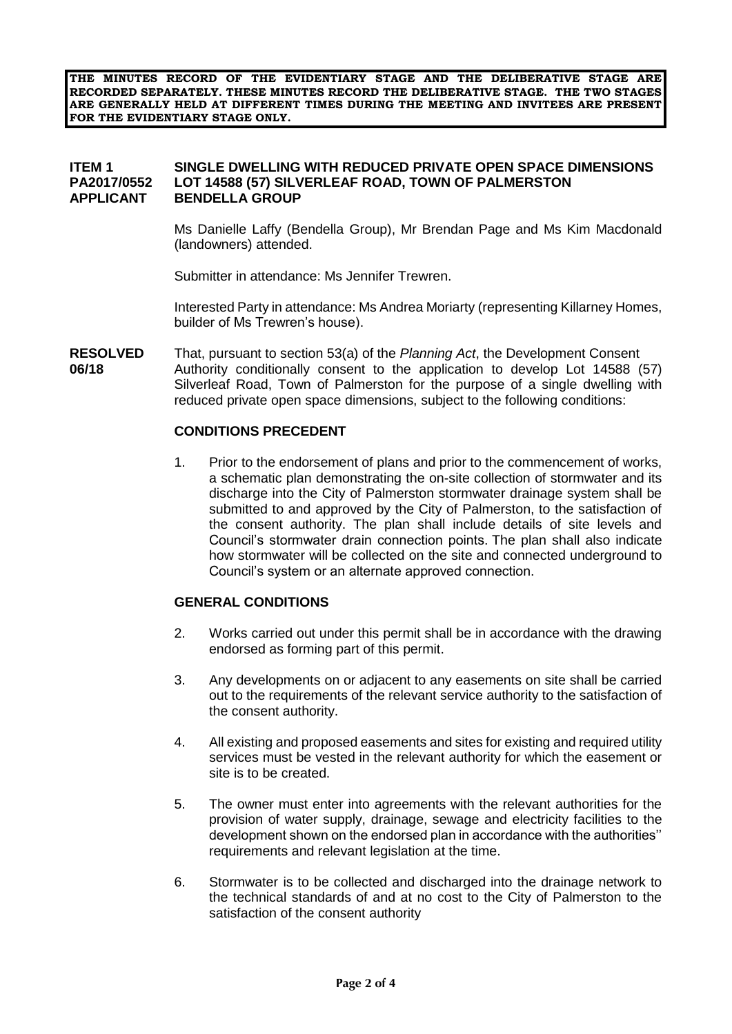**THE MINUTES RECORD OF THE EVIDENTIARY STAGE AND THE DELIBERATIVE STAGE ARE RECORDED SEPARATELY. THESE MINUTES RECORD THE DELIBERATIVE STAGE. THE TWO STAGES ARE GENERALLY HELD AT DIFFERENT TIMES DURING THE MEETING AND INVITEES ARE PRESENT FOR THE EVIDENTIARY STAGE ONLY.**

**ITEM 1** **SINGLE DWELLING WITH REDUCED PRIVATE OPEN SPACE DIMENSIONS**
**PA2017/0552** **LOT 14588 (57) SILVERLEAF ROAD, TOWN OF PALMERSTON**
**APPLICANT** **BENDELLA GROUP**

Ms Danielle Laffy (Bendella Group), Mr Brendan Page and Ms Kim Macdonald (landowners) attended.

Submitter in attendance: Ms Jennifer Trewren.

Interested Party in attendance: Ms Andrea Moriarty (representing Killarney Homes, builder of Ms Trewren's house).

**RESOLVED 06/18** That, pursuant to section 53(a) of the *Planning Act*, the Development Consent Authority conditionally consent to the application to develop Lot 14588 (57) Silverleaf Road, Town of Palmerston for the purpose of a single dwelling with reduced private open space dimensions, subject to the following conditions:

**CONDITIONS PRECEDENT**

1. Prior to the endorsement of plans and prior to the commencement of works, a schematic plan demonstrating the on-site collection of stormwater and its discharge into the City of Palmerston stormwater drainage system shall be submitted to and approved by the City of Palmerston, to the satisfaction of the consent authority. The plan shall include details of site levels and Council's stormwater drain connection points. The plan shall also indicate how stormwater will be collected on the site and connected underground to Council's system or an alternate approved connection.

**GENERAL CONDITIONS**

2. Works carried out under this permit shall be in accordance with the drawing endorsed as forming part of this permit.

3. Any developments on or adjacent to any easements on site shall be carried out to the requirements of the relevant service authority to the satisfaction of the consent authority.

4. All existing and proposed easements and sites for existing and required utility services must be vested in the relevant authority for which the easement or site is to be created.

5. The owner must enter into agreements with the relevant authorities for the provision of water supply, drainage, sewage and electricity facilities to the development shown on the endorsed plan in accordance with the authorities'' requirements and relevant legislation at the time.

6. Stormwater is to be collected and discharged into the drainage network to the technical standards of and at no cost to the City of Palmerston to the satisfaction of the consent authority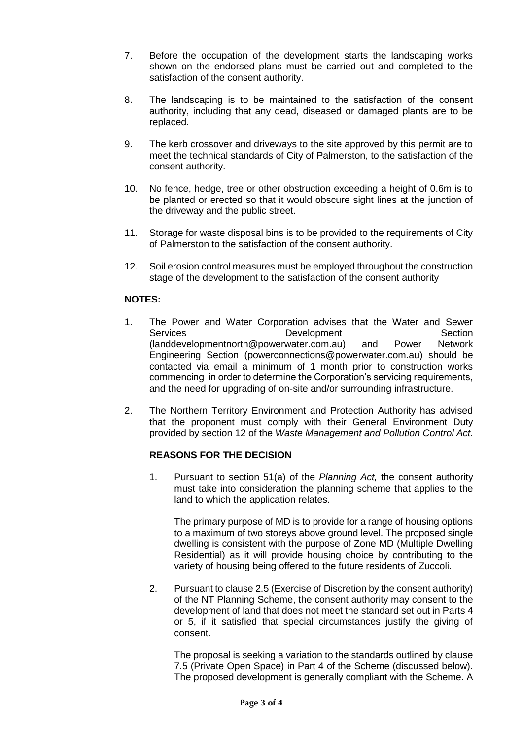7. Before the occupation of the development starts the landscaping works shown on the endorsed plans must be carried out and completed to the satisfaction of the consent authority.

8. The landscaping is to be maintained to the satisfaction of the consent authority, including that any dead, diseased or damaged plants are to be replaced.

9. The kerb crossover and driveways to the site approved by this permit are to meet the technical standards of City of Palmerston, to the satisfaction of the consent authority.

10. No fence, hedge, tree or other obstruction exceeding a height of 0.6m is to be planted or erected so that it would obscure sight lines at the junction of the driveway and the public street.

11. Storage for waste disposal bins is to be provided to the requirements of City of Palmerston to the satisfaction of the consent authority.

12. Soil erosion control measures must be employed throughout the construction stage of the development to the satisfaction of the consent authority

**NOTES:**

1. The Power and Water Corporation advises that the Water and Sewer Services Development Section (landdevelopmentnorth@powerwater.com.au) and Power Network Engineering Section (powerconnections@powerwater.com.au) should be contacted via email a minimum of 1 month prior to construction works commencing in order to determine the Corporation's servicing requirements, and the need for upgrading of on-site and/or surrounding infrastructure.

2. The Northern Territory Environment and Protection Authority has advised that the proponent must comply with their General Environment Duty provided by section 12 of the *Waste Management and Pollution Control Act*.

**REASONS FOR THE DECISION**

1. Pursuant to section 51(a) of the *Planning Act,* the consent authority must take into consideration the planning scheme that applies to the land to which the application relates.

   The primary purpose of MD is to provide for a range of housing options to a maximum of two storeys above ground level. The proposed single dwelling is consistent with the purpose of Zone MD (Multiple Dwelling Residential) as it will provide housing choice by contributing to the variety of housing being offered to the future residents of Zuccoli.

2. Pursuant to clause 2.5 (Exercise of Discretion by the consent authority) of the NT Planning Scheme, the consent authority may consent to the development of land that does not meet the standard set out in Parts 4 or 5, if it satisfied that special circumstances justify the giving of consent.

   The proposal is seeking a variation to the standards outlined by clause 7.5 (Private Open Space) in Part 4 of the Scheme (discussed below). The proposed development is generally compliant with the Scheme. A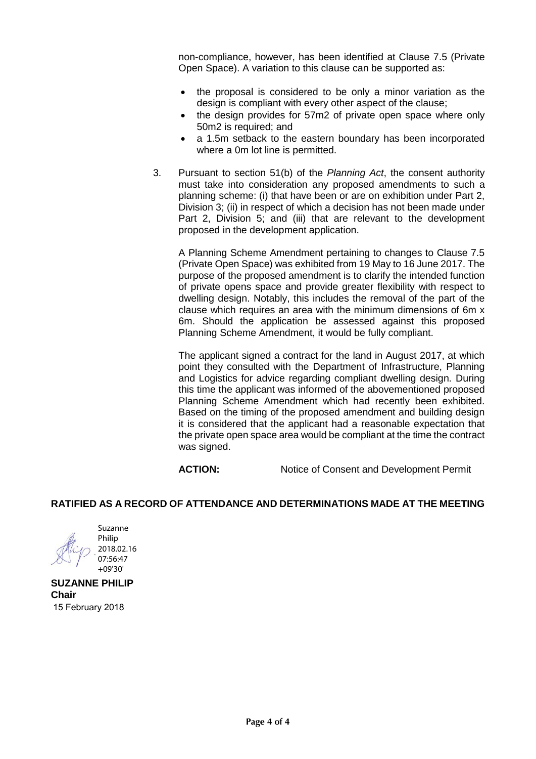non-compliance, however, has been identified at Clause 7.5 (Private Open Space). A variation to this clause can be supported as:

- the proposal is considered to be only a minor variation as the design is compliant with every other aspect of the clause;
- the design provides for 57m2 of private open space where only 50m2 is required; and
- a 1.5m setback to the eastern boundary has been incorporated where a 0m lot line is permitted.

3. Pursuant to section 51(b) of the *Planning Act*, the consent authority must take into consideration any proposed amendments to such a planning scheme: (i) that have been or are on exhibition under Part 2, Division 3; (ii) in respect of which a decision has not been made under Part 2, Division 5; and (iii) that are relevant to the development proposed in the development application.

   A Planning Scheme Amendment pertaining to changes to Clause 7.5 (Private Open Space) was exhibited from 19 May to 16 June 2017. The purpose of the proposed amendment is to clarify the intended function of private opens space and provide greater flexibility with respect to dwelling design. Notably, this includes the removal of the part of the clause which requires an area with the minimum dimensions of 6m x 6m. Should the application be assessed against this proposed Planning Scheme Amendment, it would be fully compliant.

   The applicant signed a contract for the land in August 2017, at which point they consulted with the Department of Infrastructure, Planning and Logistics for advice regarding compliant dwelling design. During this time the applicant was informed of the abovementioned proposed Planning Scheme Amendment which had recently been exhibited. Based on the timing of the proposed amendment and building design it is considered that the applicant had a reasonable expectation that the private open space area would be compliant at the time the contract was signed.

   **ACTION:** Notice of Consent and Development Permit

**RATIFIED AS A RECORD OF ATTENDANCE AND DETERMINATIONS MADE AT THE MEETING**

Suzanne Philip
2018.02.16
07:56:47
+09'30'

**SUZANNE PHILIP**
**Chair**
15 February 2018